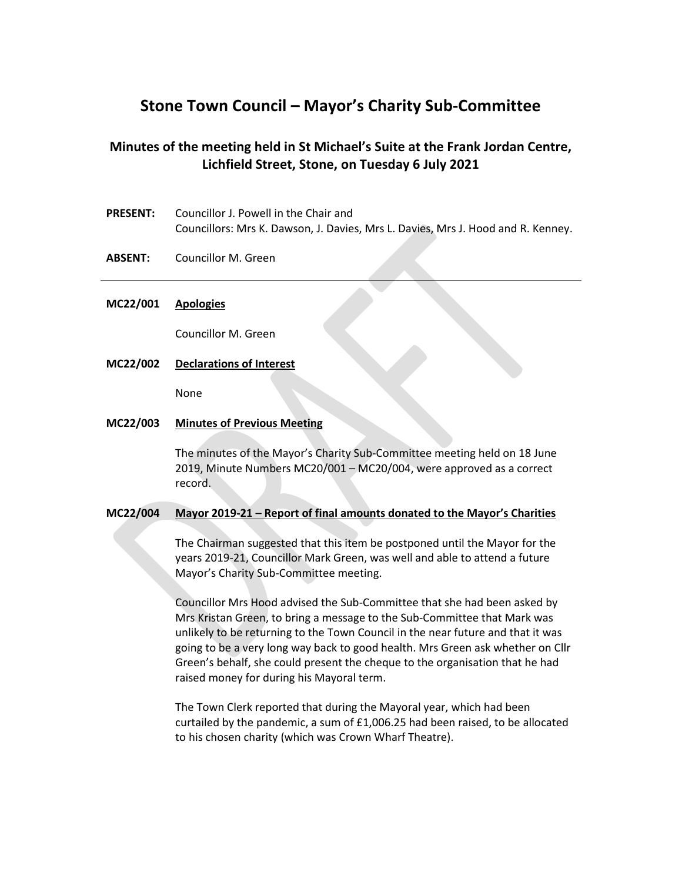# Stone Town Council – Mayor's Charity Sub-Committee

## Minutes of the meeting held in St Michael's Suite at the Frank Jordan Centre, Lichfield Street, Stone, on Tuesday 6 July 2021

**PRESENT:** Councillor J. Powell in the Chair and
Councillors: Mrs K. Dawson, J. Davies, Mrs L. Davies, Mrs J. Hood and R. Kenney.

**ABSENT:** Councillor M. Green

---

**MC22/001 Apologies**

Councillor M. Green

**MC22/002 Declarations of Interest**

None

**MC22/003 Minutes of Previous Meeting**

The minutes of the Mayor's Charity Sub-Committee meeting held on 18 June 2019, Minute Numbers MC20/001 – MC20/004, were approved as a correct record.

**MC22/004 Mayor 2019-21 – Report of final amounts donated to the Mayor's Charities**

The Chairman suggested that this item be postponed until the Mayor for the years 2019-21, Councillor Mark Green, was well and able to attend a future Mayor's Charity Sub-Committee meeting.

Councillor Mrs Hood advised the Sub-Committee that she had been asked by Mrs Kristan Green, to bring a message to the Sub-Committee that Mark was unlikely to be returning to the Town Council in the near future and that it was going to be a very long way back to good health. Mrs Green ask whether on Cllr Green's behalf, she could present the cheque to the organisation that he had raised money for during his Mayoral term.

The Town Clerk reported that during the Mayoral year, which had been curtailed by the pandemic, a sum of £1,006.25 had been raised, to be allocated to his chosen charity (which was Crown Wharf Theatre).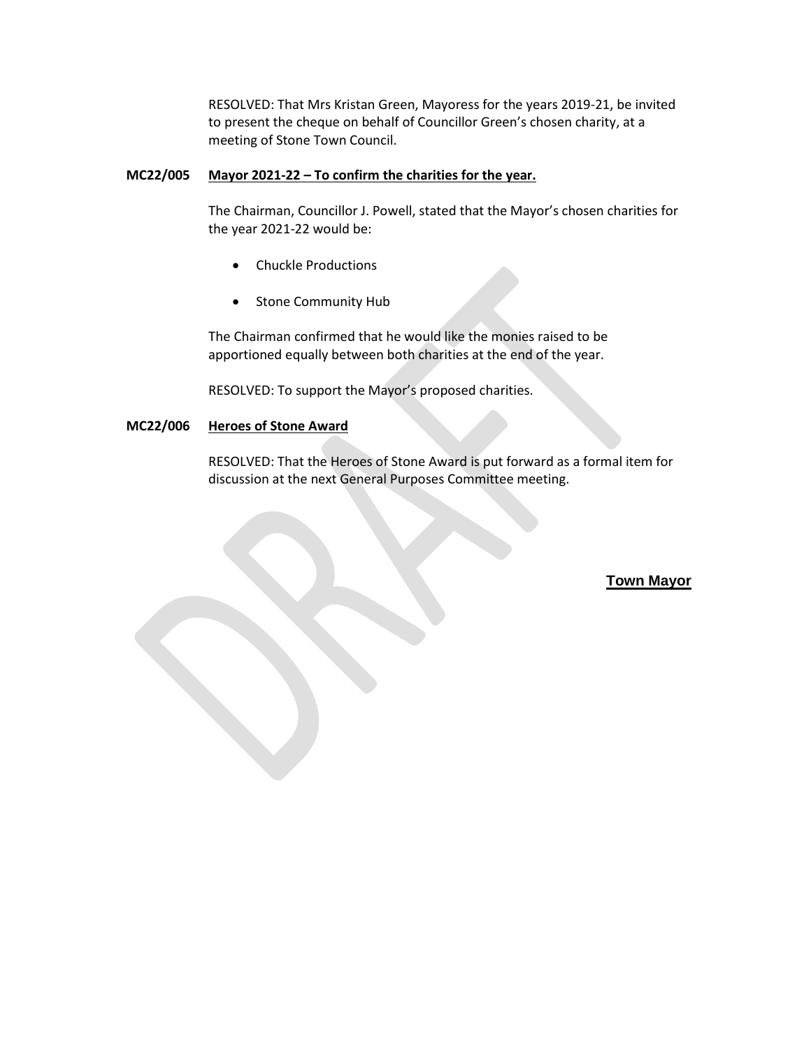RESOLVED: That Mrs Kristan Green, Mayoress for the years 2019-21, be invited to present the cheque on behalf of Councillor Green's chosen charity, at a meeting of Stone Town Council.

**MC22/005** **Mayor 2021-22 – To confirm the charities for the year.**

The Chairman, Councillor J. Powell, stated that the Mayor's chosen charities for the year 2021-22 would be:

- Chuckle Productions
- Stone Community Hub

The Chairman confirmed that he would like the monies raised to be apportioned equally between both charities at the end of the year.

RESOLVED: To support the Mayor's proposed charities.

**MC22/006** **Heroes of Stone Award**

RESOLVED: That the Heroes of Stone Award is put forward as a formal item for discussion at the next General Purposes Committee meeting.

**Town Mayor**